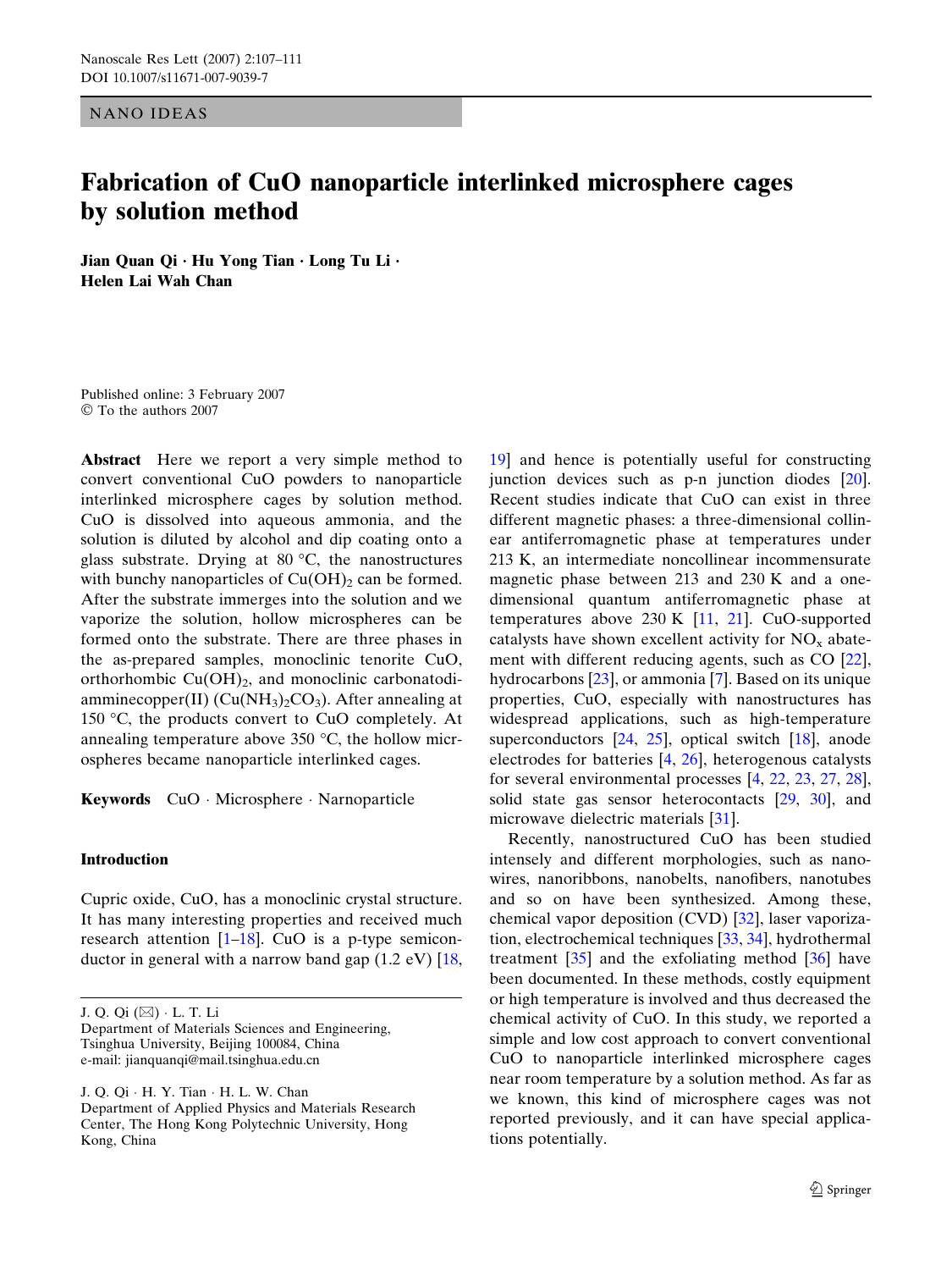NANO IDEAS

# Fabrication of CuO nanoparticle interlinked microsphere cages by solution method

**Jian Quan Qi · Hu Yong Tian · Long Tu Li · Helen Lai Wah Chan**

Published online: 3 February 2007
© To the authors 2007

**Abstract** Here we report a very simple method to convert conventional CuO powders to nanoparticle interlinked microsphere cages by solution method. CuO is dissolved into aqueous ammonia, and the solution is diluted by alcohol and dip coating onto a glass substrate. Drying at 80 °C, the nanostructures with bunchy nanoparticles of $Cu(OH)_2$ can be formed. After the substrate immerges into the solution and we vaporize the solution, hollow microspheres can be formed onto the substrate. There are three phases in the as-prepared samples, monoclinic tenorite CuO, orthorhombic $Cu(OH)_2$, and monoclinic carbonatodiamminecopper(II) ($Cu(NH_3)_2CO_3$). After annealing at 150 °C, the products convert to CuO completely. At annealing temperature above 350 °C, the hollow microspheres became nanoparticle interlinked cages.

**Keywords** CuO · Microsphere · Narnoparticle

## Introduction

Cupric oxide, CuO, has a monoclinic crystal structure. It has many interesting properties and received much research attention [1–18]. CuO is a p-type semiconductor in general with a narrow band gap (1.2 eV) [18, 19] and hence is potentially useful for constructing junction devices such as p-n junction diodes [20]. Recent studies indicate that CuO can exist in three different magnetic phases: a three-dimensional collinear antiferromagnetic phase at temperatures under 213 K, an intermediate noncollinear incommensurate magnetic phase between 213 and 230 K and a one-dimensional quantum antiferromagnetic phase at temperatures above 230 K [11, 21]. CuO-supported catalysts have shown excellent activity for $NO_x$ abatement with different reducing agents, such as CO [22], hydrocarbons [23], or ammonia [7]. Based on its unique properties, CuO, especially with nanostructures has widespread applications, such as high-temperature superconductors [24, 25], optical switch [18], anode electrodes for batteries [4, 26], heterogenous catalysts for several environmental processes [4, 22, 23, 27, 28], solid state gas sensor heterocontacts [29, 30], and microwave dielectric materials [31].

Recently, nanostructured CuO has been studied intensely and different morphologies, such as nanowires, nanoribbons, nanobelts, nanofibers, nanotubes and so on have been synthesized. Among these, chemical vapor deposition (CVD) [32], laser vaporization, electrochemical techniques [33, 34], hydrothermal treatment [35] and the exfoliating method [36] have been documented. In these methods, costly equipment or high temperature is involved and thus decreased the chemical activity of CuO. In this study, we reported a simple and low cost approach to convert conventional CuO to nanoparticle interlinked microsphere cages near room temperature by a solution method. As far as we known, this kind of microsphere cages was not reported previously, and it can have special applications potentially.

J. Q. Qi (✉) · L. T. Li
Department of Materials Sciences and Engineering, Tsinghua University, Beijing 100084, China
e-mail: jianquanqi@mail.tsinghua.edu.cn

J. Q. Qi · H. Y. Tian · H. L. W. Chan
Department of Applied Physics and Materials Research Center, The Hong Kong Polytechnic University, Hong Kong, China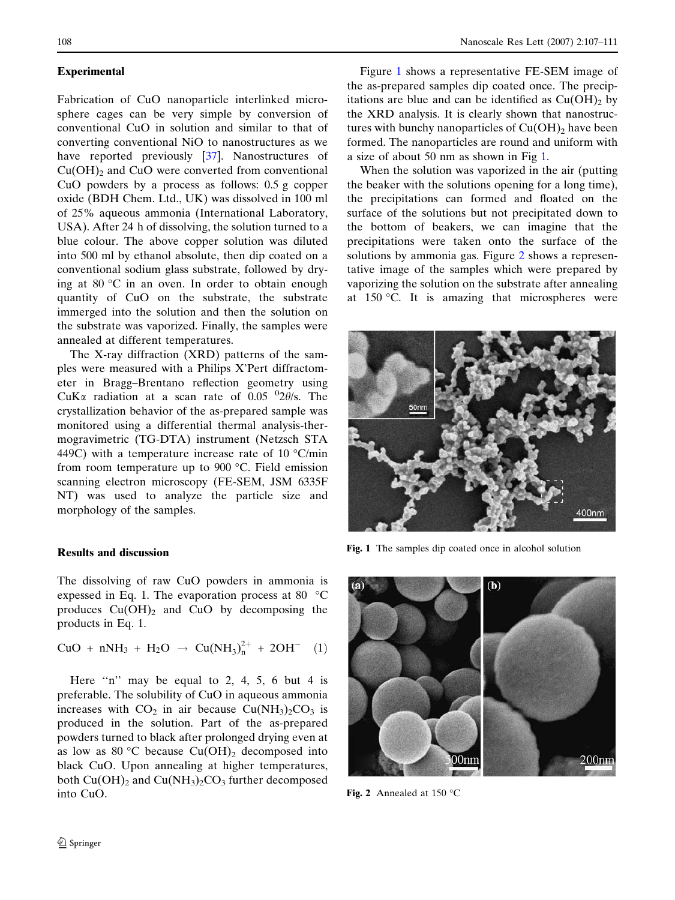## Experimental

Fabrication of CuO nanoparticle interlinked microsphere cages can be very simple by conversion of conventional CuO in solution and similar to that of converting conventional NiO to nanostructures as we have reported previously [37]. Nanostructures of $Cu(OH)_2$ and CuO were converted from conventional CuO powders by a process as follows: 0.5 g copper oxide (BDH Chem. Ltd., UK) was dissolved in 100 ml of 25% aqueous ammonia (International Laboratory, USA). After 24 h of dissolving, the solution turned to a blue colour. The above copper solution was diluted into 500 ml by ethanol absolute, then dip coated on a conventional sodium glass substrate, followed by drying at 80 °C in an oven. In order to obtain enough quantity of CuO on the substrate, the substrate immerged into the solution and then the solution on the substrate was vaporized. Finally, the samples were annealed at different temperatures.

The X-ray diffraction (XRD) patterns of the samples were measured with a Philips X'Pert diffractometer in Bragg–Brentano reflection geometry using CuKα radiation at a scan rate of 0.05 $^{0}2\theta$/s. The crystallization behavior of the as-prepared sample was monitored using a differential thermal analysis-thermogravimetric (TG-DTA) instrument (Netzsch STA 449C) with a temperature increase rate of 10 °C/min from room temperature up to 900 °C. Field emission scanning electron microscopy (FE-SEM, JSM 6335F NT) was used to analyze the particle size and morphology of the samples.

## Results and discussion

The dissolving of raw CuO powders in ammonia is expessed in Eq. 1. The evaporation process at 80 °C produces $Cu(OH)_2$ and CuO by decomposing the products in Eq. 1.

$$CuO + nNH_3 + H_2O \rightarrow Cu(NH_3)_n^{2+} + 2OH^- \quad (1)$$

Here "n" may be equal to 2, 4, 5, 6 but 4 is preferable. The solubility of CuO in aqueous ammonia increases with $CO_2$ in air because $Cu(NH_3)_2CO_3$ is produced in the solution. Part of the as-prepared powders turned to black after prolonged drying even at as low as 80 °C because $Cu(OH)_2$ decomposed into black CuO. Upon annealing at higher temperatures, both $Cu(OH)_2$ and $Cu(NH_3)_2CO_3$ further decomposed into CuO.

Figure 1 shows a representative FE-SEM image of the as-prepared samples dip coated once. The precipitations are blue and can be identified as $Cu(OH)_2$ by the XRD analysis. It is clearly shown that nanostructures with bunchy nanoparticles of $Cu(OH)_2$ have been formed. The nanoparticles are round and uniform with a size of about 50 nm as shown in Fig 1.

When the solution was vaporized in the air (putting the beaker with the solutions opening for a long time), the precipitations can formed and floated on the surface of the solutions but not precipitated down to the bottom of beakers, we can imagine that the precipitations were taken onto the surface of the solutions by ammonia gas. Figure 2 shows a representative image of the samples which were prepared by vaporizing the solution on the substrate after annealing at 150 °C. It is amazing that microspheres were

Fig. 1 The samples dip coated once in alcohol solution

Fig. 2 Annealed at 150 °C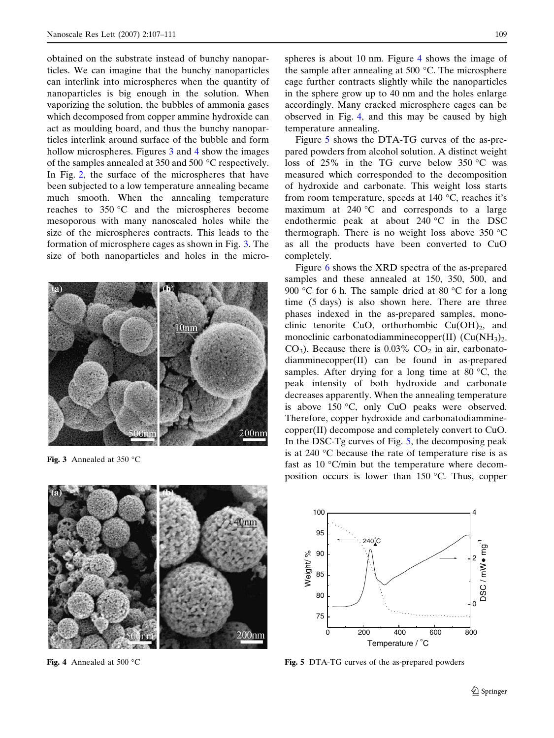obtained on the substrate instead of bunchy nanoparticles. We can imagine that the bunchy nanoparticles can interlink into microspheres when the quantity of nanoparticles is big enough in the solution. When vaporizing the solution, the bubbles of ammonia gases which decomposed from copper ammine hydroxide can act as moulding board, and thus the bunchy nanoparticles interlink around surface of the bubble and form hollow microspheres. Figures 3 and 4 show the images of the samples annealed at 350 and 500 °C respectively. In Fig. 2, the surface of the microspheres that have been subjected to a low temperature annealing became much smooth. When the annealing temperature reaches to 350 °C and the microspheres become mesoporous with many nanoscaled holes while the size of the microspheres contracts. This leads to the formation of microsphere cages as shown in Fig. 3. The size of both nanoparticles and holes in the microspheres is about 10 nm. Figure 4 shows the image of the sample after annealing at 500 °C. The microsphere cage further contracts slightly while the nanoparticles in the sphere grow up to 40 nm and the holes enlarge accordingly. Many cracked microsphere cages can be observed in Fig. 4, and this may be caused by high temperature annealing.

**Fig. 3** Annealed at 350 °C

**Fig. 4** Annealed at 500 °C

Figure 5 shows the DTA-TG curves of the as-prepared powders from alcohol solution. A distinct weight loss of 25% in the TG curve below 350 °C was measured which corresponded to the decomposition of hydroxide and carbonate. This weight loss starts from room temperature, speeds at 140 °C, reaches it's maximum at 240 °C and corresponds to a large endothermic peak at about 240 °C in the DSC thermograph. There is no weight loss above 350 °C as all the products have been converted to CuO completely.

Figure 6 shows the XRD spectra of the as-prepared samples and these annealed at 150, 350, 500, and 900 °C for 6 h. The sample dried at 80 °C for a long time (5 days) is also shown here. There are three phases indexed in the as-prepared samples, monoclinic tenorite CuO, orthorhombic $Cu(OH)_2$, and monoclinic carbonatodiamminecopper(II) ($(Cu(NH_3)_2 CO_3)$). Because there is 0.03% $CO_2$ in air, carbonatodiamminecopper(II) can be found in as-prepared samples. After drying for a long time at 80 °C, the peak intensity of both hydroxide and carbonate decreases apparently. When the annealing temperature is above 150 °C, only CuO peaks were observed. Therefore, copper hydroxide and carbonatodiamminecopper(II) decompose and completely convert to CuO. In the DSC-Tg curves of Fig. 5, the decomposing peak is at 240 °C because the rate of temperature rise is as fast as 10 °C/min but the temperature where decomposition occurs is lower than 150 °C. Thus, copper

**Fig. 5** DTA-TG curves of the as-prepared powders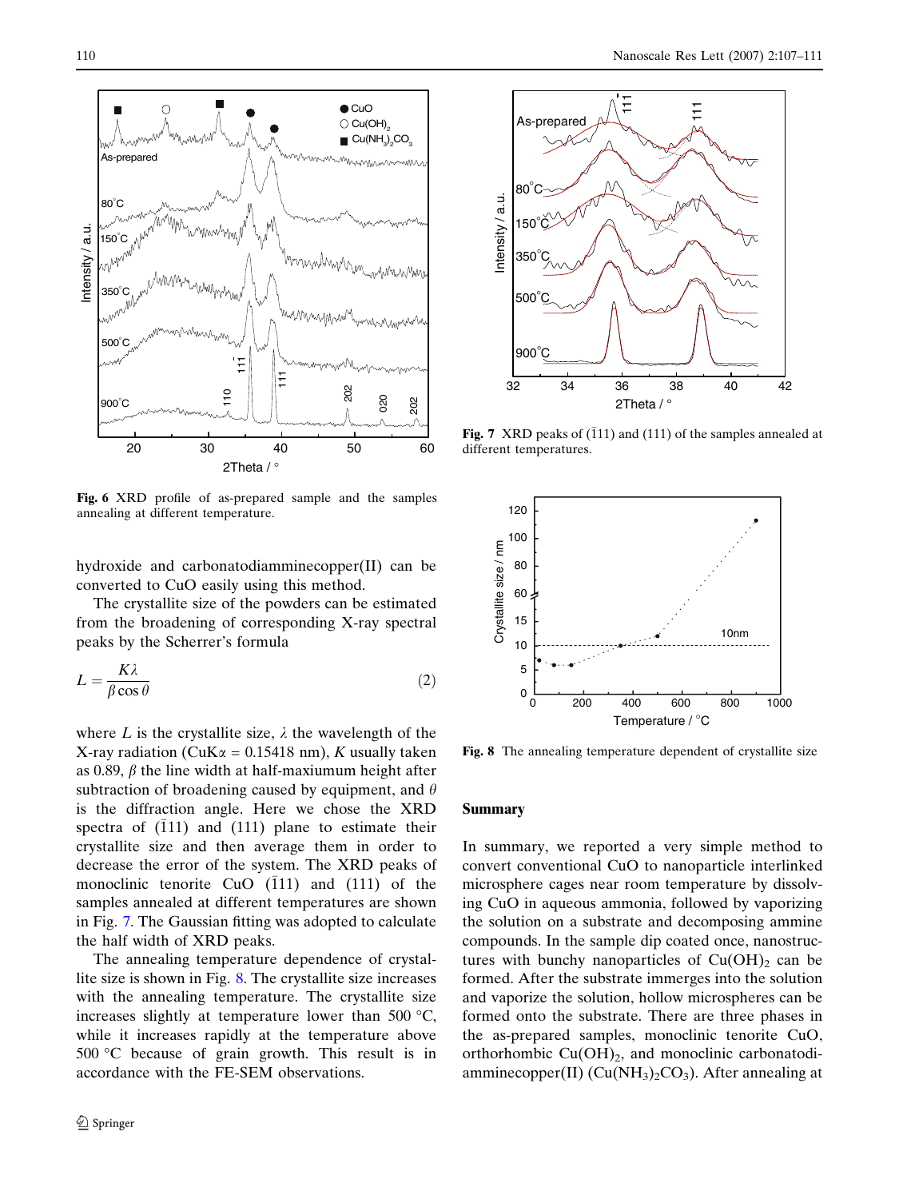Fig. 6 XRD profile of as-prepared sample and the samples annealing at different temperature.

hydroxide and carbonatodiamminecopper(II) can be converted to CuO easily using this method.

The crystallite size of the powders can be estimated from the broadening of corresponding X-ray spectral peaks by the Scherrer's formula

$$L = \frac{K\lambda}{\beta \cos\theta} \tag{2}$$

where $L$ is the crystallite size, $\lambda$ the wavelength of the X-ray radiation (CuK$\alpha$ = 0.15418 nm), $K$ usually taken as 0.89, $\beta$ the line width at half-maxiumum height after subtraction of broadening caused by equipment, and $\theta$ is the diffraction angle. Here we chose the XRD spectra of ($\bar{1}$11) and (111) plane to estimate their crystallite size and then average them in order to decrease the error of the system. The XRD peaks of monoclinic tenorite CuO ($\bar{1}$11) and (111) of the samples annealed at different temperatures are shown in Fig. 7. The Gaussian fitting was adopted to calculate the half width of XRD peaks.

The annealing temperature dependence of crystallite size is shown in Fig. 8. The crystallite size increases with the annealing temperature. The crystallite size increases slightly at temperature lower than 500 °C, while it increases rapidly at the temperature above 500 °C because of grain growth. This result is in accordance with the FE-SEM observations.

Fig. 7 XRD peaks of ($\bar{1}$11) and (111) of the samples annealed at different temperatures.

Fig. 8 The annealing temperature dependent of crystallite size

## Summary

In summary, we reported a very simple method to convert conventional CuO to nanoparticle interlinked microsphere cages near room temperature by dissolving CuO in aqueous ammonia, followed by vaporizing the solution on a substrate and decomposing ammine compounds. In the sample dip coated once, nanostructures with bunchy nanoparticles of $Cu(OH)_2$ can be formed. After the substrate immerges into the solution and vaporize the solution, hollow microspheres can be formed onto the substrate. There are three phases in the as-prepared samples, monoclinic tenorite CuO, orthorhombic $Cu(OH)_2$, and monoclinic carbonatodiamminecopper(II) ($Cu(NH_3)_2CO_3$). After annealing at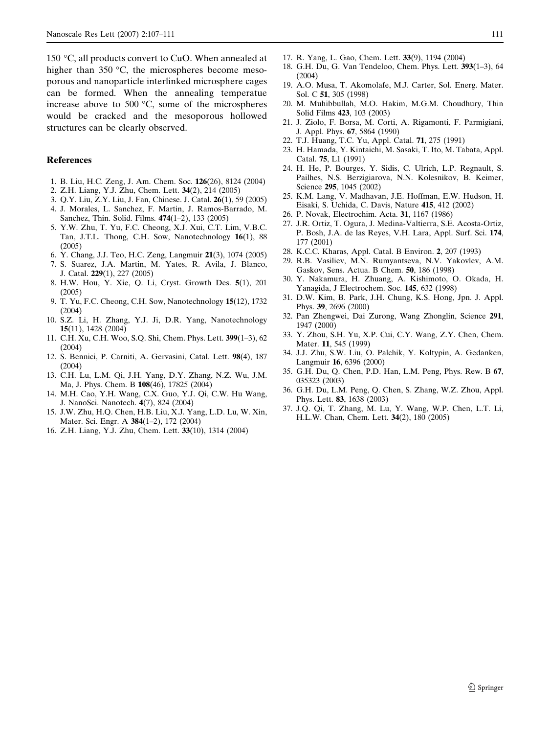150 °C, all products convert to CuO. When annealed at higher than 350 °C, the microspheres become mesoporous and nanoparticle interlinked microsphere cages can be formed. When the annealing temperatue increase above to 500 °C, some of the microspheres would be cracked and the mesoporous hollowed structures can be clearly observed.

## References

1. B. Liu, H.C. Zeng, J. Am. Chem. Soc. **126**(26), 8124 (2004)
2. Z.H. Liang, Y.J. Zhu, Chem. Lett. **34**(2), 214 (2005)
3. Q.Y. Liu, Z.Y. Liu, J. Fan, Chinese. J. Catal. **26**(1), 59 (2005)
4. J. Morales, L. Sanchez, F. Martin, J. Ramos-Barrado, M. Sanchez, Thin. Solid. Films. **474**(1–2), 133 (2005)
5. Y.W. Zhu, T. Yu, F.C. Cheong, X.J. Xui, C.T. Lim, V.B.C. Tan, J.T.L. Thong, C.H. Sow, Nanotechnology **16**(1), 88 (2005)
6. Y. Chang, J.J. Teo, H.C. Zeng, Langmuir **21**(3), 1074 (2005)
7. S. Suarez, J.A. Martin, M. Yates, R. Avila, J. Blanco, J. Catal. **229**(1), 227 (2005)
8. H.W. Hou, Y. Xie, Q. Li, Cryst. Growth Des. **5**(1), 201 (2005)
9. T. Yu, F.C. Cheong, C.H. Sow, Nanotechnology **15**(12), 1732 (2004)
10. S.Z. Li, H. Zhang, Y.J. Ji, D.R. Yang, Nanotechnology **15**(11), 1428 (2004)
11. C.H. Xu, C.H. Woo, S.Q. Shi, Chem. Phys. Lett. **399**(1–3), 62 (2004)
12. S. Bennici, P. Carniti, A. Gervasini, Catal. Lett. **98**(4), 187 (2004)
13. C.H. Lu, L.M. Qi, J.H. Yang, D.Y. Zhang, N.Z. Wu, J.M. Ma, J. Phys. Chem. B **108**(46), 17825 (2004)
14. M.H. Cao, Y.H. Wang, C.X. Guo, Y.J. Qi, C.W. Hu Wang, J. NanoSci. Nanotech. **4**(7), 824 (2004)
15. J.W. Zhu, H.Q. Chen, H.B. Liu, X.J. Yang, L.D. Lu, W. Xin, Mater. Sci. Engr. A **384**(1–2), 172 (2004)
16. Z.H. Liang, Y.J. Zhu, Chem. Lett. **33**(10), 1314 (2004)
17. R. Yang, L. Gao, Chem. Lett. **33**(9), 1194 (2004)
18. G.H. Du, G. Van Tendeloo, Chem. Phys. Lett. **393**(1–3), 64 (2004)
19. A.O. Musa, T. Akomolafe, M.J. Carter, Sol. Energ. Mater. Sol. C **51**, 305 (1998)
20. M. Muhibbullah, M.O. Hakim, M.G.M. Choudhury, Thin Solid Films **423**, 103 (2003)
21. J. Ziolo, F. Borsa, M. Corti, A. Rigamonti, F. Parmigiani, J. Appl. Phys. **67**, 5864 (1990)
22. T.J. Huang, T.C. Yu, Appl. Catal. **71**, 275 (1991)
23. H. Hamada, Y. Kintaichi, M. Sasaki, T. Ito, M. Tabata, Appl. Catal. **75**, L1 (1991)
24. H. He, P. Bourges, Y. Sidis, C. Ulrich, L.P. Regnault, S. Pailhes, N.S. Berzigiarova, N.N. Kolesnikov, B. Keimer, Science **295**, 1045 (2002)
25. K.M. Lang, V. Madhavan, J.E. Hoffman, E.W. Hudson, H. Eisaki, S. Uchida, C. Davis, Nature **415**, 412 (2002)
26. P. Novak, Electrochim. Acta. **31**, 1167 (1986)
27. J.R. Ortiz, T. Ogura, J. Medina-Valtierra, S.E. Acosta-Ortiz, P. Bosh, J.A. de las Reyes, V.H. Lara, Appl. Surf. Sci. **174**, 177 (2001)
28. K.C.C. Kharas, Appl. Catal. B Environ. **2**, 207 (1993)
29. R.B. Vasiliev, M.N. Rumyantseva, N.V. Yakovlev, A.M. Gaskov, Sens. Actua. B Chem. **50**, 186 (1998)
30. Y. Nakamura, H. Zhuang, A. Kishimoto, O. Okada, H. Yanagida, J Electrochem. Soc. **145**, 632 (1998)
31. D.W. Kim, B. Park, J.H. Chung, K.S. Hong, Jpn. J. Appl. Phys. **39**, 2696 (2000)
32. Pan Zhengwei, Dai Zurong, Wang Zhonglin, Science **291**, 1947 (2000)
33. Y. Zhou, S.H. Yu, X.P. Cui, C.Y. Wang, Z.Y. Chen, Chem. Mater. **11**, 545 (1999)
34. J.J. Zhu, S.W. Liu, O. Palchik, Y. Koltypin, A. Gedanken, Langmuir **16**, 6396 (2000)
35. G.H. Du, Q. Chen, P.D. Han, L.M. Peng, Phys. Rew. B **67**, 035323 (2003)
36. G.H. Du, L.M. Peng, Q. Chen, S. Zhang, W.Z. Zhou, Appl. Phys. Lett. **83**, 1638 (2003)
37. J.Q. Qi, T. Zhang, M. Lu, Y. Wang, W.P. Chen, L.T. Li, H.L.W. Chan, Chem. Lett. **34**(2), 180 (2005)